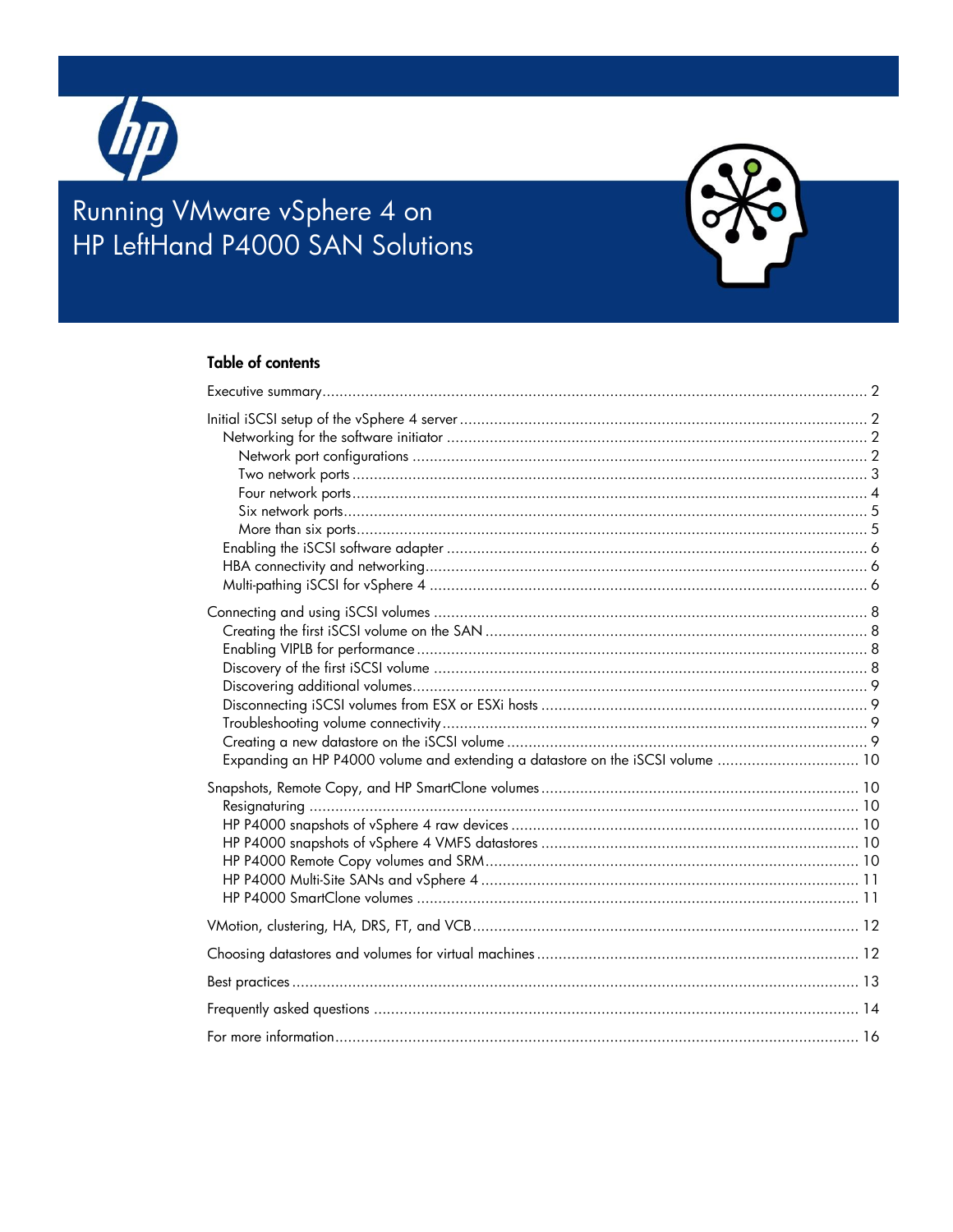# Running VMware vSphere 4 on HP LeftHand P4000 SAN Solutions

## Table of contents

Executive summary ..... 2

Initial iSCSI setup of the vSphere 4 server ..... 2
- Networking for the software initiator ..... 2
  - Network port configurations ..... 2
  - Two network ports ..... 3
  - Four network ports ..... 4
  - Six network ports ..... 5
  - More than six ports ..... 5
- Enabling the iSCSI software adapter ..... 6
- HBA connectivity and networking ..... 6
- Multi-pathing iSCSI for vSphere 4 ..... 6

Connecting and using iSCSI volumes ..... 8
- Creating the first iSCSI volume on the SAN ..... 8
- Enabling VIPLB for performance ..... 8
- Discovery of the first iSCSI volume ..... 8
- Discovering additional volumes ..... 9
- Disconnecting iSCSI volumes from ESX or ESXi hosts ..... 9
- Troubleshooting volume connectivity ..... 9
- Creating a new datastore on the iSCSI volume ..... 9
- Expanding an HP P4000 volume and extending a datastore on the iSCSI volume ..... 10

Snapshots, Remote Copy, and HP SmartClone volumes ..... 10
- Resignaturing ..... 10
- HP P4000 snapshots of vSphere 4 raw devices ..... 10
- HP P4000 snapshots of vSphere 4 VMFS datastores ..... 10
- HP P4000 Remote Copy volumes and SRM ..... 10
- HP P4000 Multi-Site SANs and vSphere 4 ..... 11
- HP P4000 SmartClone volumes ..... 11

VMotion, clustering, HA, DRS, FT, and VCB ..... 12

Choosing datastores and volumes for virtual machines ..... 12

Best practices ..... 13

Frequently asked questions ..... 14

For more information ..... 16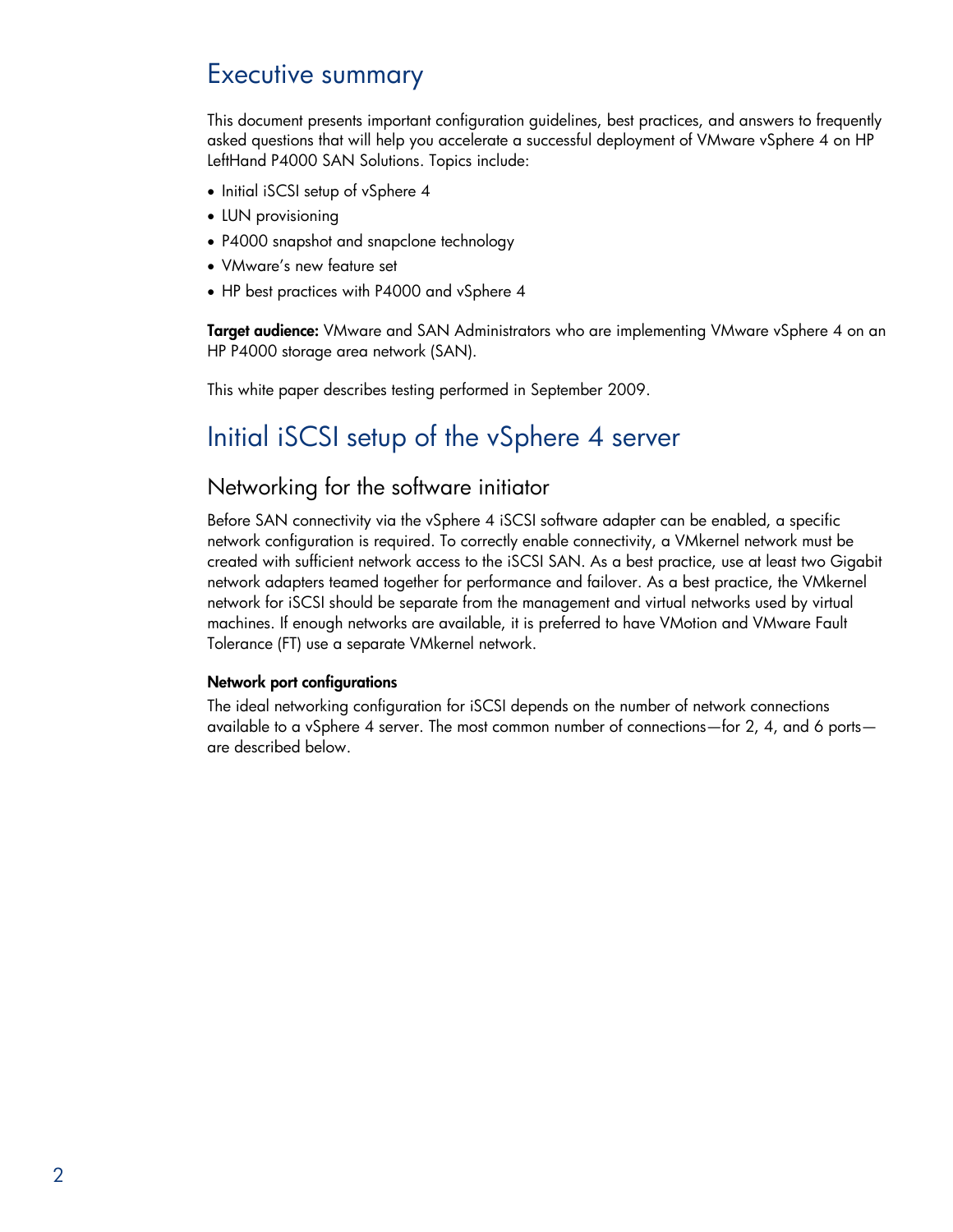# Executive summary

This document presents important configuration guidelines, best practices, and answers to frequently asked questions that will help you accelerate a successful deployment of VMware vSphere 4 on HP LeftHand P4000 SAN Solutions. Topics include:

- Initial iSCSI setup of vSphere 4
- LUN provisioning
- P4000 snapshot and snapclone technology
- VMware's new feature set
- HP best practices with P4000 and vSphere 4

**Target audience:** VMware and SAN Administrators who are implementing VMware vSphere 4 on an HP P4000 storage area network (SAN).

This white paper describes testing performed in September 2009.

# Initial iSCSI setup of the vSphere 4 server

## Networking for the software initiator

Before SAN connectivity via the vSphere 4 iSCSI software adapter can be enabled, a specific network configuration is required. To correctly enable connectivity, a VMkernel network must be created with sufficient network access to the iSCSI SAN. As a best practice, use at least two Gigabit network adapters teamed together for performance and failover. As a best practice, the VMkernel network for iSCSI should be separate from the management and virtual networks used by virtual machines. If enough networks are available, it is preferred to have VMotion and VMware Fault Tolerance (FT) use a separate VMkernel network.

### Network port configurations

The ideal networking configuration for iSCSI depends on the number of network connections available to a vSphere 4 server. The most common number of connections—for 2, 4, and 6 ports—are described below.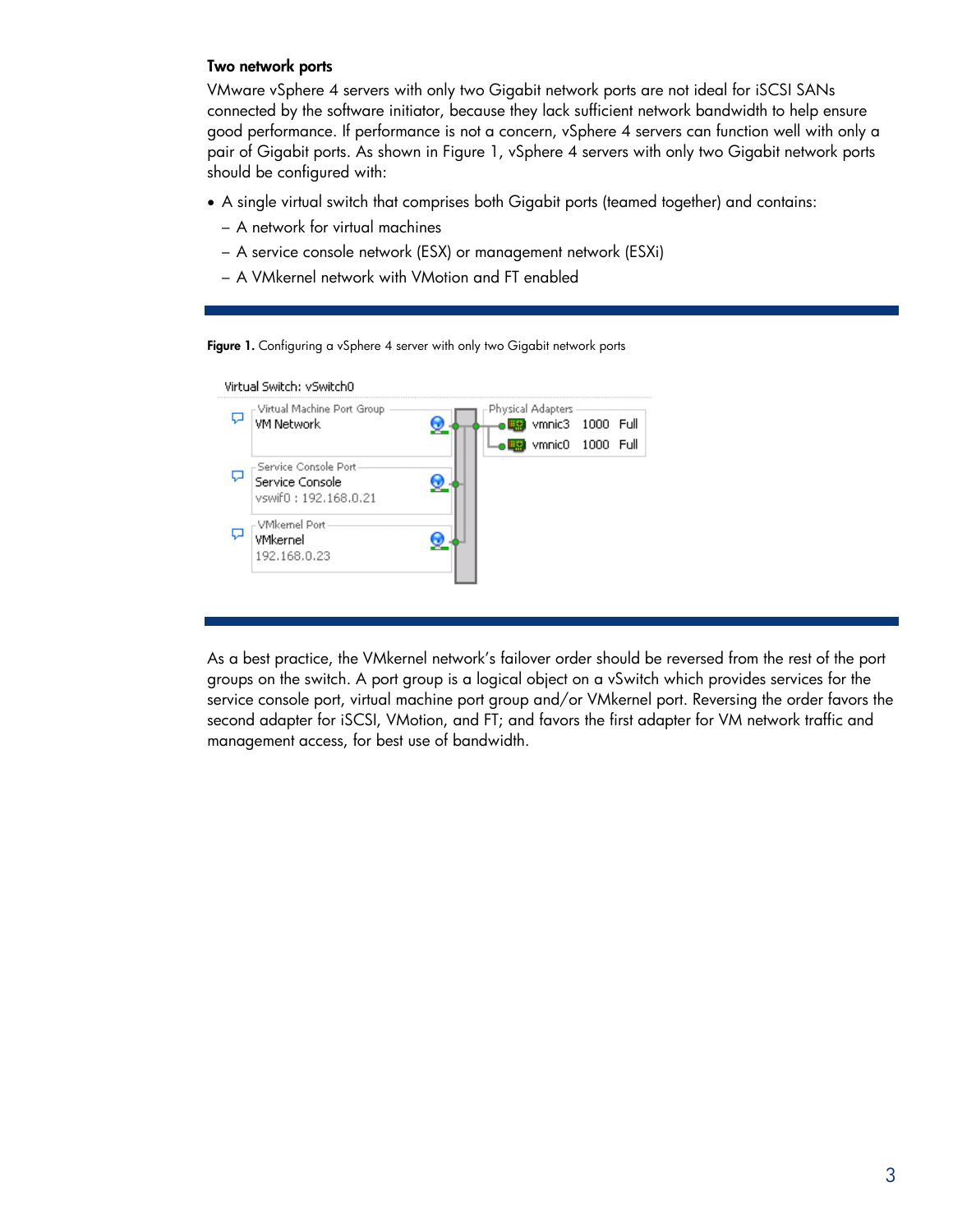### Two network ports

VMware vSphere 4 servers with only two Gigabit network ports are not ideal for iSCSI SANs connected by the software initiator, because they lack sufficient network bandwidth to help ensure good performance. If performance is not a concern, vSphere 4 servers can function well with only a pair of Gigabit ports. As shown in Figure 1, vSphere 4 servers with only two Gigabit network ports should be configured with:

- A single virtual switch that comprises both Gigabit ports (teamed together) and contains:
  - A network for virtual machines
  - A service console network (ESX) or management network (ESXi)
  - A VMkernel network with VMotion and FT enabled

**Figure 1.** Configuring a vSphere 4 server with only two Gigabit network ports

As a best practice, the VMkernel network's failover order should be reversed from the rest of the port groups on the switch. A port group is a logical object on a vSwitch which provides services for the service console port, virtual machine port group and/or VMkernel port. Reversing the order favors the second adapter for iSCSI, VMotion, and FT; and favors the first adapter for VM network traffic and management access, for best use of bandwidth.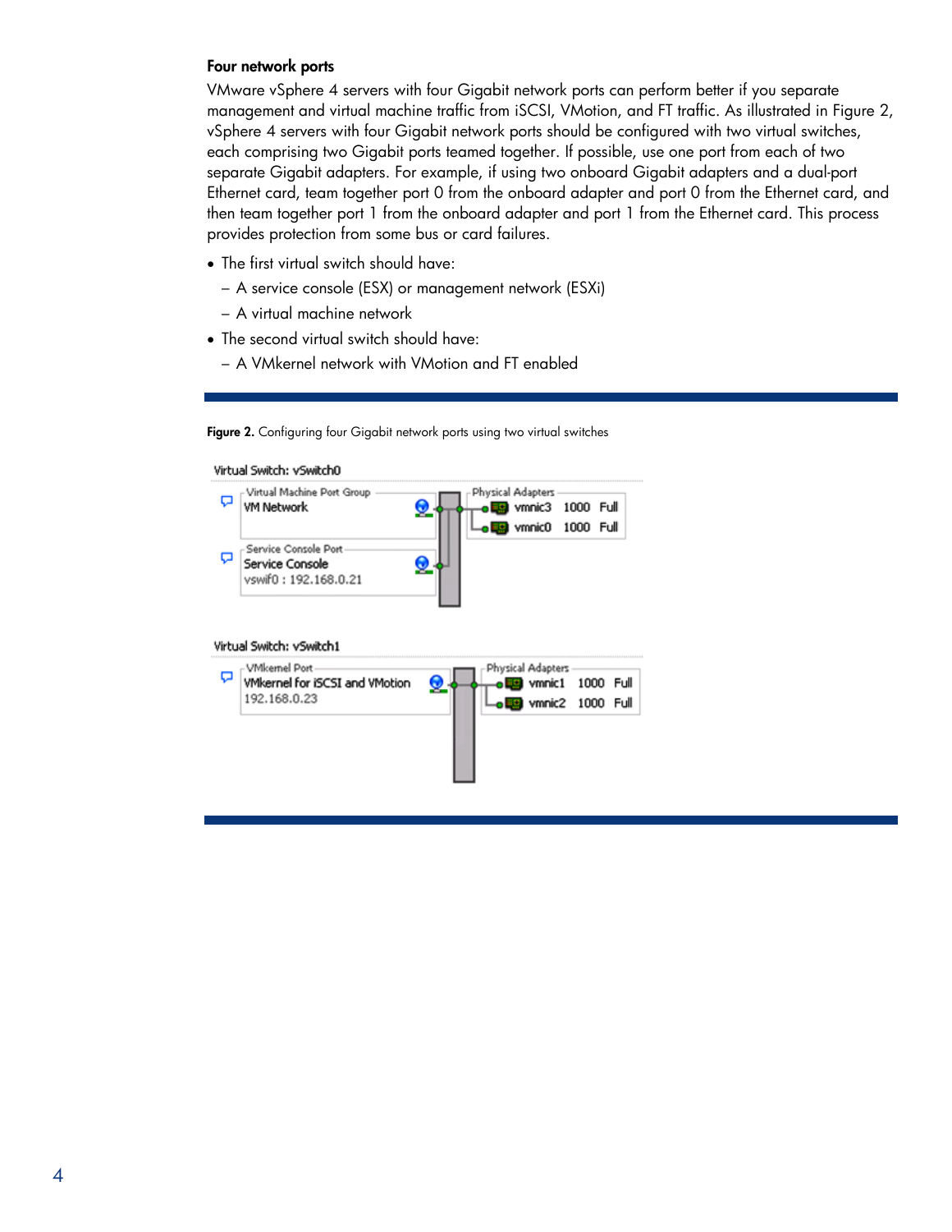### Four network ports

VMware vSphere 4 servers with four Gigabit network ports can perform better if you separate management and virtual machine traffic from iSCSI, VMotion, and FT traffic. As illustrated in Figure 2, vSphere 4 servers with four Gigabit network ports should be configured with two virtual switches, each comprising two Gigabit ports teamed together. If possible, use one port from each of two separate Gigabit adapters. For example, if using two onboard Gigabit adapters and a dual-port Ethernet card, team together port 0 from the onboard adapter and port 0 from the Ethernet card, and then team together port 1 from the onboard adapter and port 1 from the Ethernet card. This process provides protection from some bus or card failures.

- The first virtual switch should have:
  - A service console (ESX) or management network (ESXi)
  - A virtual machine network
- The second virtual switch should have:
  - A VMkernel network with VMotion and FT enabled

**Figure 2.** Configuring four Gigabit network ports using two virtual switches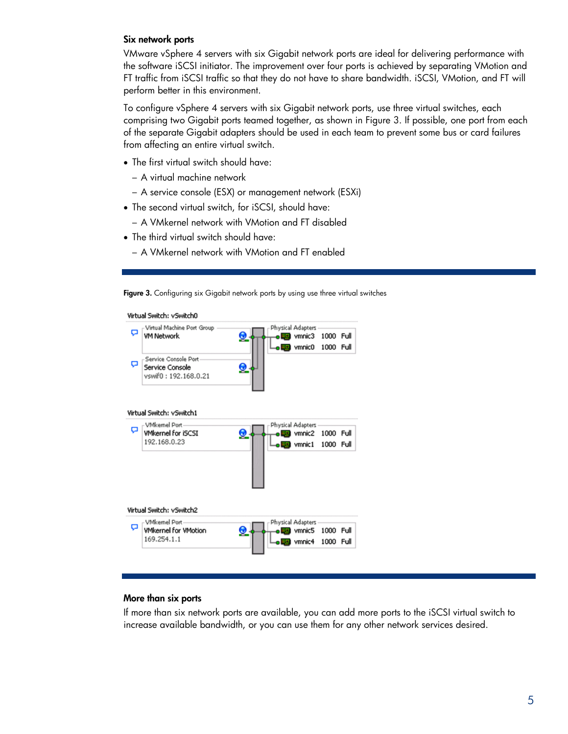### Six network ports

VMware vSphere 4 servers with six Gigabit network ports are ideal for delivering performance with the software iSCSI initiator. The improvement over four ports is achieved by separating VMotion and FT traffic from iSCSI traffic so that they do not have to share bandwidth. iSCSI, VMotion, and FT will perform better in this environment.

To configure vSphere 4 servers with six Gigabit network ports, use three virtual switches, each comprising two Gigabit ports teamed together, as shown in Figure 3. If possible, one port from each of the separate Gigabit adapters should be used in each team to prevent some bus or card failures from affecting an entire virtual switch.

- The first virtual switch should have:
  - A virtual machine network
  - A service console (ESX) or management network (ESXi)
- The second virtual switch, for iSCSI, should have:
  - A VMkernel network with VMotion and FT disabled
- The third virtual switch should have:
  - A VMkernel network with VMotion and FT enabled

**Figure 3.** Configuring six Gigabit network ports by using use three virtual switches

Virtual Switch: vSwitch0

| Port Group | Physical Adapters |
|---|---|
| Virtual Machine Port Group: VM Network | vmnic3 1000 Full |
| Service Console Port: Service Console, vswif0 : 192.168.0.21 | vmnic0 1000 Full |

Virtual Switch: vSwitch1

| Port Group | Physical Adapters |
|---|---|
| VMkernel Port: VMkernel for iSCSI, 192.168.0.23 | vmnic2 1000 Full |
| | vmnic1 1000 Full |

Virtual Switch: vSwitch2

| Port Group | Physical Adapters |
|---|---|
| VMkernel Port: VMkernel for VMotion, 169.254.1.1 | vmnic5 1000 Full |
| | vmnic4 1000 Full |

### More than six ports

If more than six network ports are available, you can add more ports to the iSCSI virtual switch to increase available bandwidth, or you can use them for any other network services desired.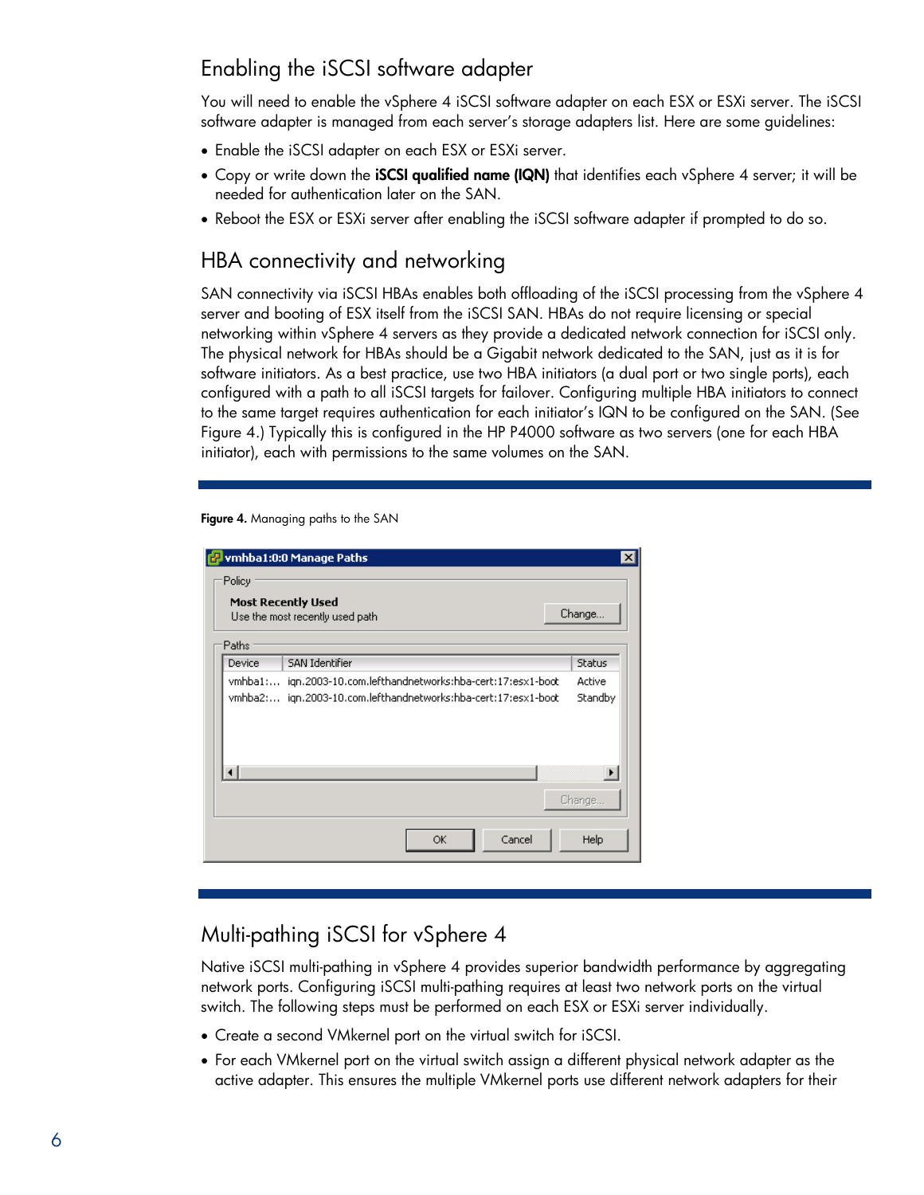## Enabling the iSCSI software adapter

You will need to enable the vSphere 4 iSCSI software adapter on each ESX or ESXi server. The iSCSI software adapter is managed from each server's storage adapters list. Here are some guidelines:

- Enable the iSCSI adapter on each ESX or ESXi server.
- Copy or write down the **iSCSI qualified name (IQN)** that identifies each vSphere 4 server; it will be needed for authentication later on the SAN.
- Reboot the ESX or ESXi server after enabling the iSCSI software adapter if prompted to do so.

## HBA connectivity and networking

SAN connectivity via iSCSI HBAs enables both offloading of the iSCSI processing from the vSphere 4 server and booting of ESX itself from the iSCSI SAN. HBAs do not require licensing or special networking within vSphere 4 servers as they provide a dedicated network connection for iSCSI only. The physical network for HBAs should be a Gigabit network dedicated to the SAN, just as it is for software initiators. As a best practice, use two HBA initiators (a dual port or two single ports), each configured with a path to all iSCSI targets for failover. Configuring multiple HBA initiators to connect to the same target requires authentication for each initiator's IQN to be configured on the SAN. (See Figure 4.) Typically this is configured in the HP P4000 software as two servers (one for each HBA initiator), each with permissions to the same volumes on the SAN.

**Figure 4.** Managing paths to the SAN

## Multi-pathing iSCSI for vSphere 4

Native iSCSI multi-pathing in vSphere 4 provides superior bandwidth performance by aggregating network ports. Configuring iSCSI multi-pathing requires at least two network ports on the virtual switch. The following steps must be performed on each ESX or ESXi server individually.

- Create a second VMkernel port on the virtual switch for iSCSI.
- For each VMkernel port on the virtual switch assign a different physical network adapter as the active adapter. This ensures the multiple VMkernel ports use different network adapters for their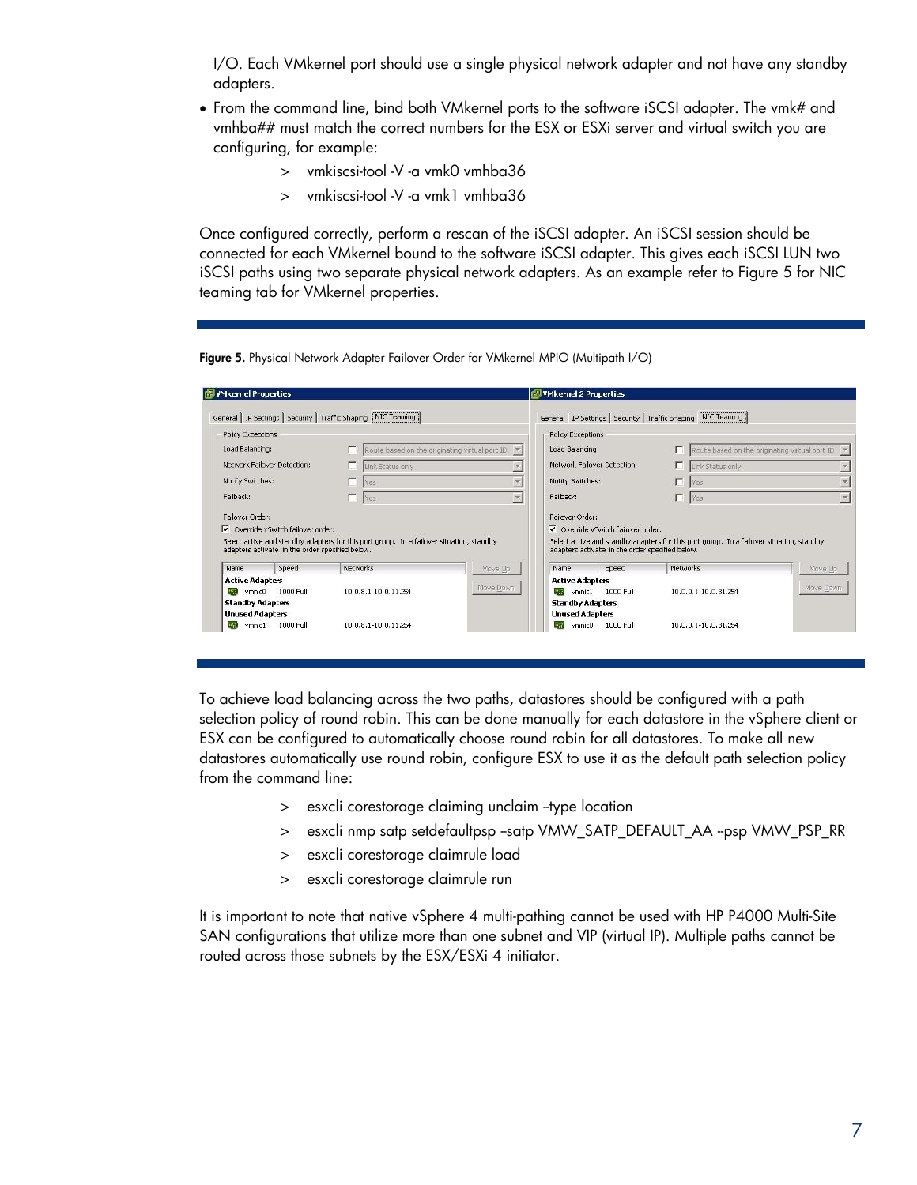I/O. Each VMkernel port should use a single physical network adapter and not have any standby adapters.

- From the command line, bind both VMkernel ports to the software iSCSI adapter. The vmk# and vmhba## must match the correct numbers for the ESX or ESXi server and virtual switch you are configuring, for example:

```
> vmkiscsi-tool -V -a vmk0 vmhba36
> vmkiscsi-tool -V -a vmk1 vmhba36
```

Once configured correctly, perform a rescan of the iSCSI adapter. An iSCSI session should be connected for each VMkernel bound to the software iSCSI adapter. This gives each iSCSI LUN two iSCSI paths using two separate physical network adapters. As an example refer to Figure 5 for NIC teaming tab for VMkernel properties.

**Figure 5.** Physical Network Adapter Failover Order for VMkernel MPIO (Multipath I/O)

To achieve load balancing across the two paths, datastores should be configured with a path selection policy of round robin. This can be done manually for each datastore in the vSphere client or ESX can be configured to automatically choose round robin for all datastores. To make all new datastores automatically use round robin, configure ESX to use it as the default path selection policy from the command line:

```
> esxcli corestorage claiming unclaim –type location
> esxcli nmp satp setdefaultpsp –satp VMW_SATP_DEFAULT_AA –psp VMW_PSP_RR
> esxcli corestorage claimrule load
> esxcli corestorage claimrule run
```

It is important to note that native vSphere 4 multi-pathing cannot be used with HP P4000 Multi-Site SAN configurations that utilize more than one subnet and VIP (virtual IP). Multiple paths cannot be routed across those subnets by the ESX/ESXi 4 initiator.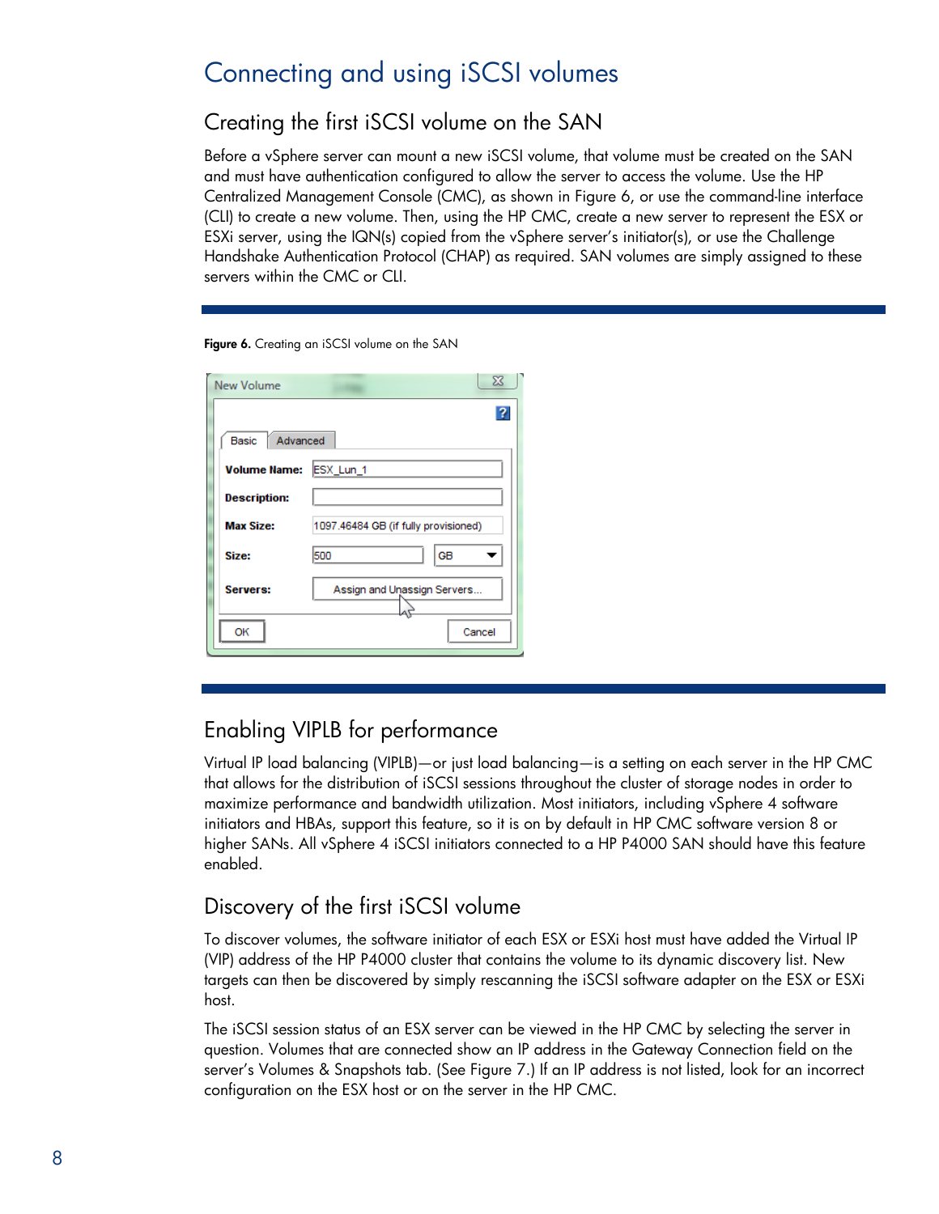# Connecting and using iSCSI volumes

## Creating the first iSCSI volume on the SAN

Before a vSphere server can mount a new iSCSI volume, that volume must be created on the SAN and must have authentication configured to allow the server to access the volume. Use the HP Centralized Management Console (CMC), as shown in Figure 6, or use the command-line interface (CLI) to create a new volume. Then, using the HP CMC, create a new server to represent the ESX or ESXi server, using the IQN(s) copied from the vSphere server's initiator(s), or use the Challenge Handshake Authentication Protocol (CHAP) as required. SAN volumes are simply assigned to these servers within the CMC or CLI.

**Figure 6.** Creating an iSCSI volume on the SAN

## Enabling VIPLB for performance

Virtual IP load balancing (VIPLB)—or just load balancing—is a setting on each server in the HP CMC that allows for the distribution of iSCSI sessions throughout the cluster of storage nodes in order to maximize performance and bandwidth utilization. Most initiators, including vSphere 4 software initiators and HBAs, support this feature, so it is on by default in HP CMC software version 8 or higher SANs. All vSphere 4 iSCSI initiators connected to a HP P4000 SAN should have this feature enabled.

## Discovery of the first iSCSI volume

To discover volumes, the software initiator of each ESX or ESXi host must have added the Virtual IP (VIP) address of the HP P4000 cluster that contains the volume to its dynamic discovery list. New targets can then be discovered by simply rescanning the iSCSI software adapter on the ESX or ESXi host.

The iSCSI session status of an ESX server can be viewed in the HP CMC by selecting the server in question. Volumes that are connected show an IP address in the Gateway Connection field on the server's Volumes & Snapshots tab. (See Figure 7.) If an IP address is not listed, look for an incorrect configuration on the ESX host or on the server in the HP CMC.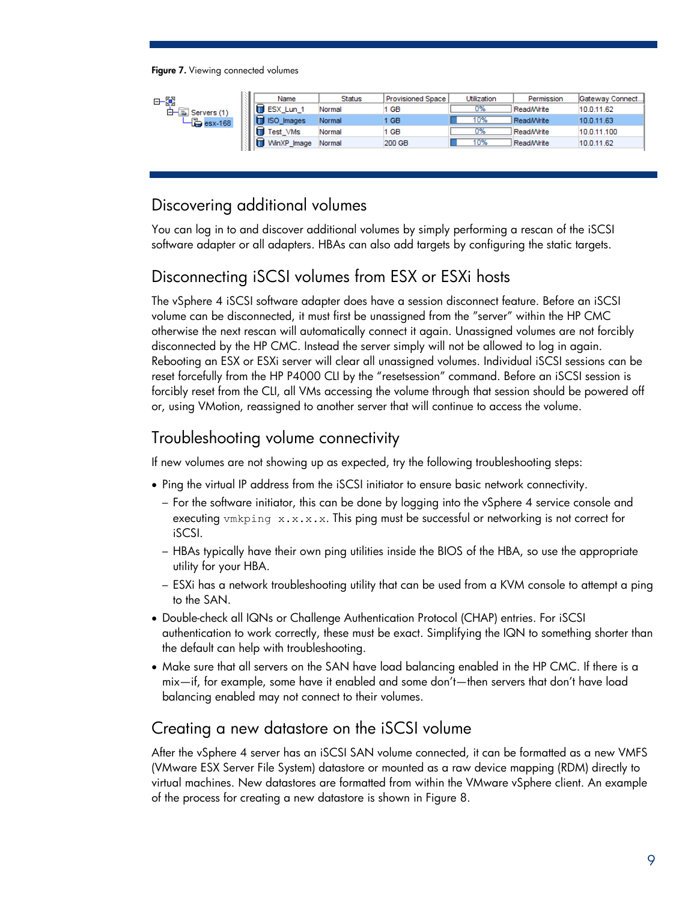**Figure 7.** Viewing connected volumes

| Name | Status | Provisioned Space | Utilization | Permission | Gateway Connect... |
|---|---|---|---|---|---|
| ESX_Lun_1 | Normal | 1 GB | 0% | Read/Write | 10.0.11.62 |
| ISO_Images | Normal | 1 GB | 10% | Read/Write | 10.0.11.63 |
| Test_VMs | Normal | 1 GB | 0% | Read/Write | 10.0.11.100 |
| WinXP_Image | Normal | 200 GB | 10% | Read/Write | 10.0.11.62 |

## Discovering additional volumes

You can log in to and discover additional volumes by simply performing a rescan of the iSCSI software adapter or all adapters. HBAs can also add targets by configuring the static targets.

## Disconnecting iSCSI volumes from ESX or ESXi hosts

The vSphere 4 iSCSI software adapter does have a session disconnect feature. Before an iSCSI volume can be disconnected, it must first be unassigned from the "server" within the HP CMC otherwise the next rescan will automatically connect it again. Unassigned volumes are not forcibly disconnected by the HP CMC. Instead the server simply will not be allowed to log in again. Rebooting an ESX or ESXi server will clear all unassigned volumes. Individual iSCSI sessions can be reset forcefully from the HP P4000 CLI by the "resetsession" command. Before an iSCSI session is forcibly reset from the CLI, all VMs accessing the volume through that session should be powered off or, using VMotion, reassigned to another server that will continue to access the volume.

## Troubleshooting volume connectivity

If new volumes are not showing up as expected, try the following troubleshooting steps:

- Ping the virtual IP address from the iSCSI initiator to ensure basic network connectivity.
  - For the software initiator, this can be done by logging into the vSphere 4 service console and executing `vmkping x.x.x.x`. This ping must be successful or networking is not correct for iSCSI.
  - HBAs typically have their own ping utilities inside the BIOS of the HBA, so use the appropriate utility for your HBA.
  - ESXi has a network troubleshooting utility that can be used from a KVM console to attempt a ping to the SAN.
- Double-check all IQNs or Challenge Authentication Protocol (CHAP) entries. For iSCSI authentication to work correctly, these must be exact. Simplifying the IQN to something shorter than the default can help with troubleshooting.
- Make sure that all servers on the SAN have load balancing enabled in the HP CMC. If there is a mix—if, for example, some have it enabled and some don't—then servers that don't have load balancing enabled may not connect to their volumes.

## Creating a new datastore on the iSCSI volume

After the vSphere 4 server has an iSCSI SAN volume connected, it can be formatted as a new VMFS (VMware ESX Server File System) datastore or mounted as a raw device mapping (RDM) directly to virtual machines. New datastores are formatted from within the VMware vSphere client. An example of the process for creating a new datastore is shown in Figure 8.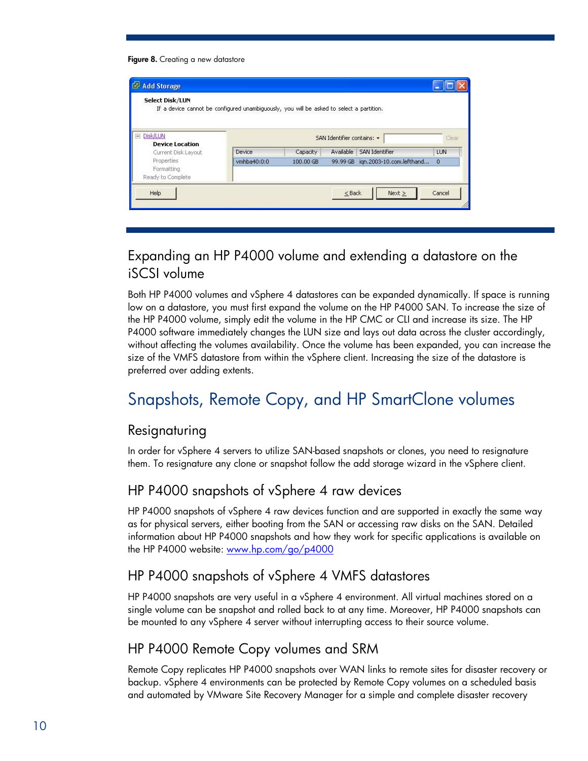**Figure 8.** Creating a new datastore

## Expanding an HP P4000 volume and extending a datastore on the iSCSI volume

Both HP P4000 volumes and vSphere 4 datastores can be expanded dynamically. If space is running low on a datastore, you must first expand the volume on the HP P4000 SAN. To increase the size of the HP P4000 volume, simply edit the volume in the HP CMC or CLI and increase its size. The HP P4000 software immediately changes the LUN size and lays out data across the cluster accordingly, without affecting the volumes availability. Once the volume has been expanded, you can increase the size of the VMFS datastore from within the vSphere client. Increasing the size of the datastore is preferred over adding extents.

# Snapshots, Remote Copy, and HP SmartClone volumes

## Resignaturing

In order for vSphere 4 servers to utilize SAN-based snapshots or clones, you need to resignature them. To resignature any clone or snapshot follow the add storage wizard in the vSphere client.

## HP P4000 snapshots of vSphere 4 raw devices

HP P4000 snapshots of vSphere 4 raw devices function and are supported in exactly the same way as for physical servers, either booting from the SAN or accessing raw disks on the SAN. Detailed information about HP P4000 snapshots and how they work for specific applications is available on the HP P4000 website: www.hp.com/go/p4000

## HP P4000 snapshots of vSphere 4 VMFS datastores

HP P4000 snapshots are very useful in a vSphere 4 environment. All virtual machines stored on a single volume can be snapshot and rolled back to at any time. Moreover, HP P4000 snapshots can be mounted to any vSphere 4 server without interrupting access to their source volume.

## HP P4000 Remote Copy volumes and SRM

Remote Copy replicates HP P4000 snapshots over WAN links to remote sites for disaster recovery or backup. vSphere 4 environments can be protected by Remote Copy volumes on a scheduled basis and automated by VMware Site Recovery Manager for a simple and complete disaster recovery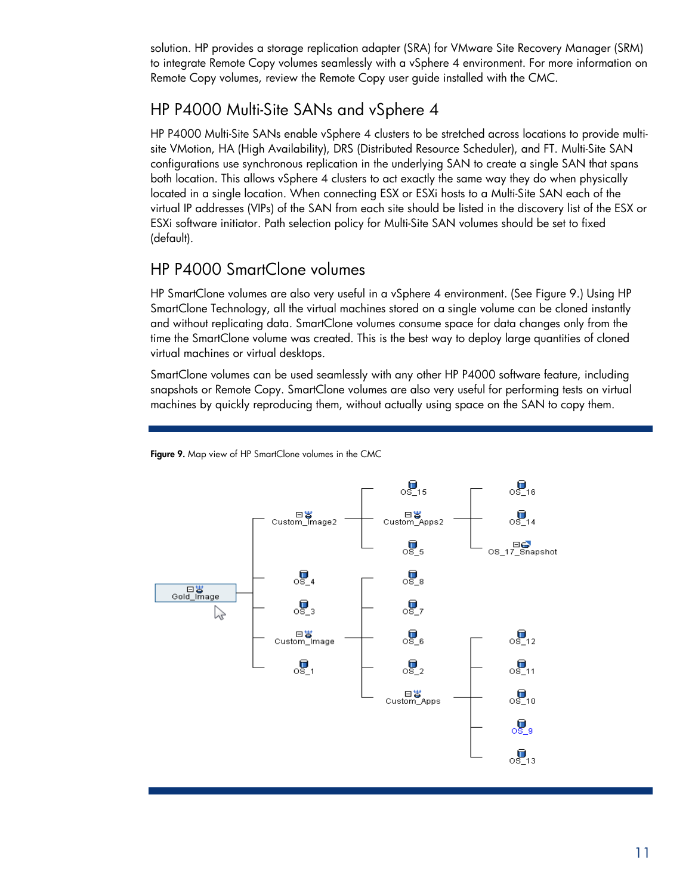solution. HP provides a storage replication adapter (SRA) for VMware Site Recovery Manager (SRM) to integrate Remote Copy volumes seamlessly with a vSphere 4 environment. For more information on Remote Copy volumes, review the Remote Copy user guide installed with the CMC.

## HP P4000 Multi-Site SANs and vSphere 4

HP P4000 Multi-Site SANs enable vSphere 4 clusters to be stretched across locations to provide multi-site VMotion, HA (High Availability), DRS (Distributed Resource Scheduler), and FT. Multi-Site SAN configurations use synchronous replication in the underlying SAN to create a single SAN that spans both location. This allows vSphere 4 clusters to act exactly the same way they do when physically located in a single location. When connecting ESX or ESXi hosts to a Multi-Site SAN each of the virtual IP addresses (VIPs) of the SAN from each site should be listed in the discovery list of the ESX or ESXi software initiator. Path selection policy for Multi-Site SAN volumes should be set to fixed (default).

## HP P4000 SmartClone volumes

HP SmartClone volumes are also very useful in a vSphere 4 environment. (See Figure 9.) Using HP SmartClone Technology, all the virtual machines stored on a single volume can be cloned instantly and without replicating data. SmartClone volumes consume space for data changes only from the time the SmartClone volume was created. This is the best way to deploy large quantities of cloned virtual machines or virtual desktops.

SmartClone volumes can be used seamlessly with any other HP P4000 software feature, including snapshots or Remote Copy. SmartClone volumes are also very useful for performing tests on virtual machines by quickly reproducing them, without actually using space on the SAN to copy them.

**Figure 9.** Map view of HP SmartClone volumes in the CMC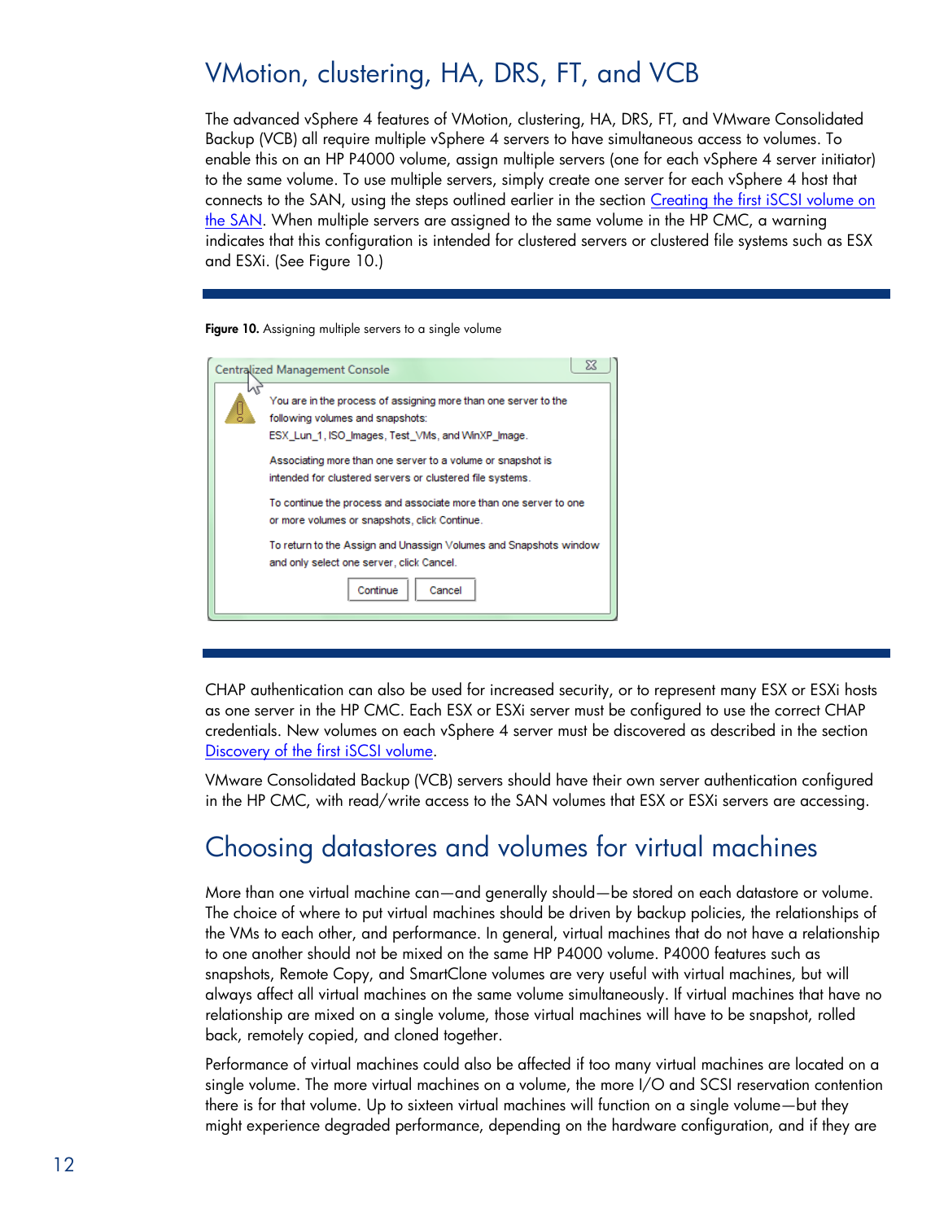## VMotion, clustering, HA, DRS, FT, and VCB

The advanced vSphere 4 features of VMotion, clustering, HA, DRS, FT, and VMware Consolidated Backup (VCB) all require multiple vSphere 4 servers to have simultaneous access to volumes. To enable this on an HP P4000 volume, assign multiple servers (one for each vSphere 4 server initiator) to the same volume. To use multiple servers, simply create one server for each vSphere 4 host that connects to the SAN, using the steps outlined earlier in the section Creating the first iSCSI volume on the SAN. When multiple servers are assigned to the same volume in the HP CMC, a warning indicates that this configuration is intended for clustered servers or clustered file systems such as ESX and ESXi. (See Figure 10.)

**Figure 10.** Assigning multiple servers to a single volume

Centralized Management Console

You are in the process of assigning more than one server to the following volumes and snapshots:
ESX_Lun_1, ISO_Images, Test_VMs, and WinXP_Image.

Associating more than one server to a volume or snapshot is intended for clustered servers or clustered file systems.

To continue the process and associate more than one server to one or more volumes or snapshots, click Continue.

To return to the Assign and Unassign Volumes and Snapshots window and only select one server, click Cancel.

Continue | Cancel

CHAP authentication can also be used for increased security, or to represent many ESX or ESXi hosts as one server in the HP CMC. Each ESX or ESXi server must be configured to use the correct CHAP credentials. New volumes on each vSphere 4 server must be discovered as described in the section Discovery of the first iSCSI volume.

VMware Consolidated Backup (VCB) servers should have their own server authentication configured in the HP CMC, with read/write access to the SAN volumes that ESX or ESXi servers are accessing.

## Choosing datastores and volumes for virtual machines

More than one virtual machine can—and generally should—be stored on each datastore or volume. The choice of where to put virtual machines should be driven by backup policies, the relationships of the VMs to each other, and performance. In general, virtual machines that do not have a relationship to one another should not be mixed on the same HP P4000 volume. P4000 features such as snapshots, Remote Copy, and SmartClone volumes are very useful with virtual machines, but will always affect all virtual machines on the same volume simultaneously. If virtual machines that have no relationship are mixed on a single volume, those virtual machines will have to be snapshot, rolled back, remotely copied, and cloned together.

Performance of virtual machines could also be affected if too many virtual machines are located on a single volume. The more virtual machines on a volume, the more I/O and SCSI reservation contention there is for that volume. Up to sixteen virtual machines will function on a single volume—but they might experience degraded performance, depending on the hardware configuration, and if they are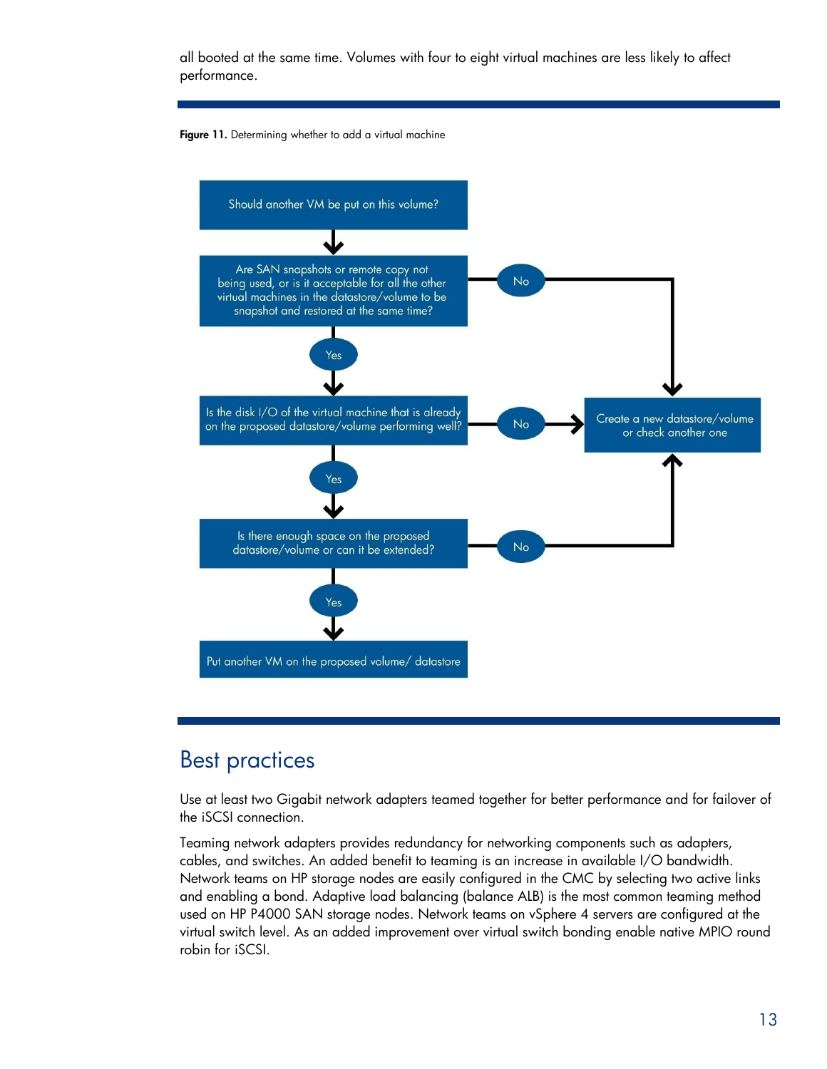all booted at the same time. Volumes with four to eight virtual machines are less likely to affect performance.

**Figure 11.** Determining whether to add a virtual machine

Should another VM be put on this volume?

Are SAN snapshots or remote copy not being used, or is it acceptable for all the other virtual machines in the datastore/volume to be snapshot and restored at the same time?

No → Create a new datastore/volume or check another one

Yes

Is the disk I/O of the virtual machine that is already on the proposed datastore/volume performing well?

No → Create a new datastore/volume or check another one

Yes

Is there enough space on the proposed datastore/volume or can it be extended?

No → Create a new datastore/volume or check another one

Yes

Put another VM on the proposed volume/ datastore

## Best practices

Use at least two Gigabit network adapters teamed together for better performance and for failover of the iSCSI connection.

Teaming network adapters provides redundancy for networking components such as adapters, cables, and switches. An added benefit to teaming is an increase in available I/O bandwidth. Network teams on HP storage nodes are easily configured in the CMC by selecting two active links and enabling a bond. Adaptive load balancing (balance ALB) is the most common teaming method used on HP P4000 SAN storage nodes. Network teams on vSphere 4 servers are configured at the virtual switch level. As an added improvement over virtual switch bonding enable native MPIO round robin for iSCSI.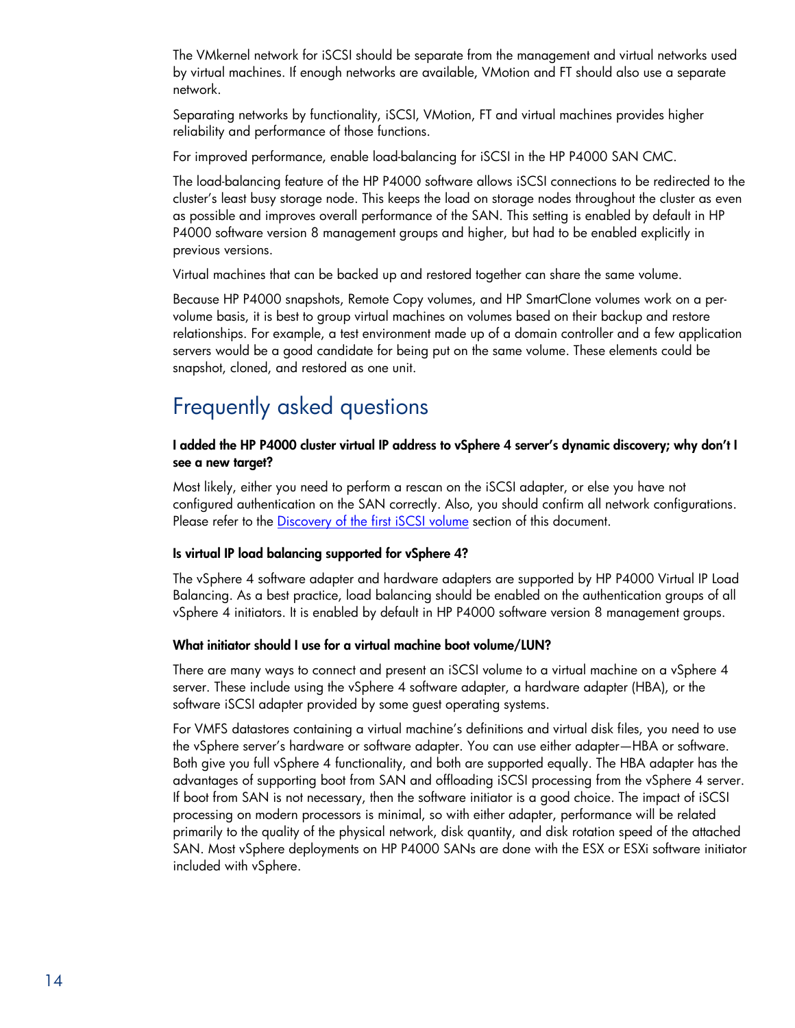The VMkernel network for iSCSI should be separate from the management and virtual networks used by virtual machines. If enough networks are available, VMotion and FT should also use a separate network.

Separating networks by functionality, iSCSI, VMotion, FT and virtual machines provides higher reliability and performance of those functions.

For improved performance, enable load-balancing for iSCSI in the HP P4000 SAN CMC.

The load-balancing feature of the HP P4000 software allows iSCSI connections to be redirected to the cluster's least busy storage node. This keeps the load on storage nodes throughout the cluster as even as possible and improves overall performance of the SAN. This setting is enabled by default in HP P4000 software version 8 management groups and higher, but had to be enabled explicitly in previous versions.

Virtual machines that can be backed up and restored together can share the same volume.

Because HP P4000 snapshots, Remote Copy volumes, and HP SmartClone volumes work on a per-volume basis, it is best to group virtual machines on volumes based on their backup and restore relationships. For example, a test environment made up of a domain controller and a few application servers would be a good candidate for being put on the same volume. These elements could be snapshot, cloned, and restored as one unit.

# Frequently asked questions

**I added the HP P4000 cluster virtual IP address to vSphere 4 server's dynamic discovery; why don't I see a new target?**

Most likely, either you need to perform a rescan on the iSCSI adapter, or else you have not configured authentication on the SAN correctly. Also, you should confirm all network configurations. Please refer to the Discovery of the first iSCSI volume section of this document.

**Is virtual IP load balancing supported for vSphere 4?**

The vSphere 4 software adapter and hardware adapters are supported by HP P4000 Virtual IP Load Balancing. As a best practice, load balancing should be enabled on the authentication groups of all vSphere 4 initiators. It is enabled by default in HP P4000 software version 8 management groups.

**What initiator should I use for a virtual machine boot volume/LUN?**

There are many ways to connect and present an iSCSI volume to a virtual machine on a vSphere 4 server. These include using the vSphere 4 software adapter, a hardware adapter (HBA), or the software iSCSI adapter provided by some guest operating systems.

For VMFS datastores containing a virtual machine's definitions and virtual disk files, you need to use the vSphere server's hardware or software adapter. You can use either adapter—HBA or software. Both give you full vSphere 4 functionality, and both are supported equally. The HBA adapter has the advantages of supporting boot from SAN and offloading iSCSI processing from the vSphere 4 server. If boot from SAN is not necessary, then the software initiator is a good choice. The impact of iSCSI processing on modern processors is minimal, so with either adapter, performance will be related primarily to the quality of the physical network, disk quantity, and disk rotation speed of the attached SAN. Most vSphere deployments on HP P4000 SANs are done with the ESX or ESXi software initiator included with vSphere.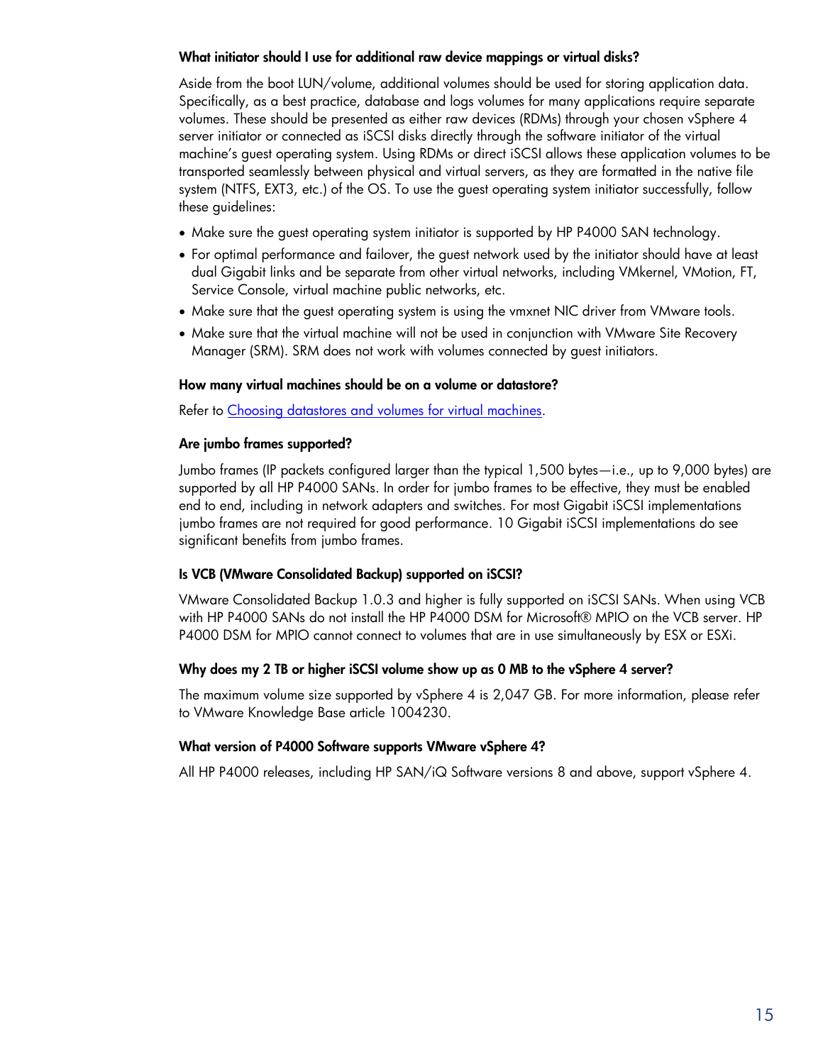### What initiator should I use for additional raw device mappings or virtual disks?

Aside from the boot LUN/volume, additional volumes should be used for storing application data. Specifically, as a best practice, database and logs volumes for many applications require separate volumes. These should be presented as either raw devices (RDMs) through your chosen vSphere 4 server initiator or connected as iSCSI disks directly through the software initiator of the virtual machine's guest operating system. Using RDMs or direct iSCSI allows these application volumes to be transported seamlessly between physical and virtual servers, as they are formatted in the native file system (NTFS, EXT3, etc.) of the OS. To use the guest operating system initiator successfully, follow these guidelines:

- Make sure the guest operating system initiator is supported by HP P4000 SAN technology.
- For optimal performance and failover, the guest network used by the initiator should have at least dual Gigabit links and be separate from other virtual networks, including VMkernel, VMotion, FT, Service Console, virtual machine public networks, etc.
- Make sure that the guest operating system is using the vmxnet NIC driver from VMware tools.
- Make sure that the virtual machine will not be used in conjunction with VMware Site Recovery Manager (SRM). SRM does not work with volumes connected by guest initiators.

### How many virtual machines should be on a volume or datastore?

Refer to Choosing datastores and volumes for virtual machines.

### Are jumbo frames supported?

Jumbo frames (IP packets configured larger than the typical 1,500 bytes—i.e., up to 9,000 bytes) are supported by all HP P4000 SANs. In order for jumbo frames to be effective, they must be enabled end to end, including in network adapters and switches. For most Gigabit iSCSI implementations jumbo frames are not required for good performance. 10 Gigabit iSCSI implementations do see significant benefits from jumbo frames.

### Is VCB (VMware Consolidated Backup) supported on iSCSI?

VMware Consolidated Backup 1.0.3 and higher is fully supported on iSCSI SANs. When using VCB with HP P4000 SANs do not install the HP P4000 DSM for Microsoft® MPIO on the VCB server. HP P4000 DSM for MPIO cannot connect to volumes that are in use simultaneously by ESX or ESXi.

### Why does my 2 TB or higher iSCSI volume show up as 0 MB to the vSphere 4 server?

The maximum volume size supported by vSphere 4 is 2,047 GB. For more information, please refer to VMware Knowledge Base article 1004230.

### What version of P4000 Software supports VMware vSphere 4?

All HP P4000 releases, including HP SAN/iQ Software versions 8 and above, support vSphere 4.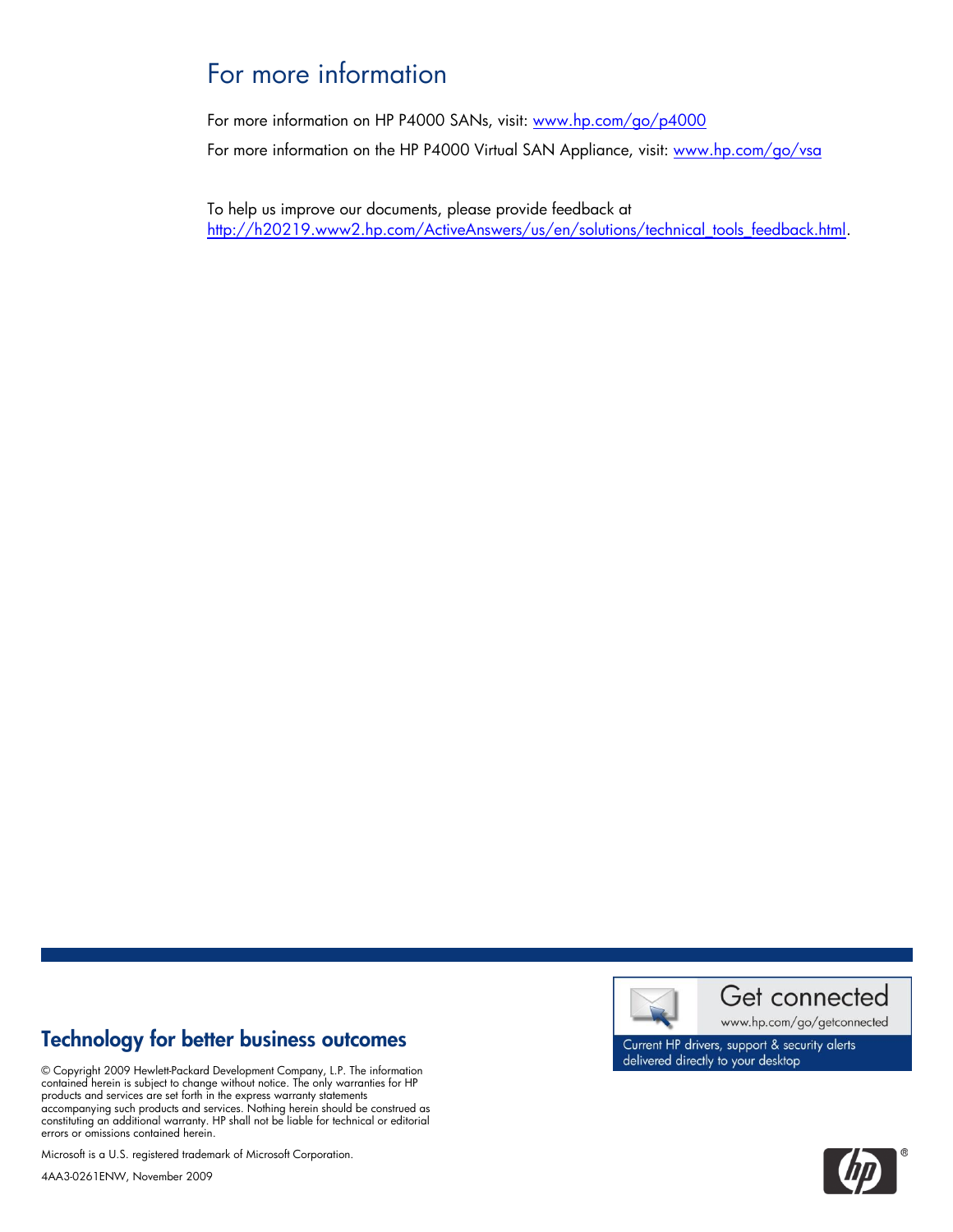# For more information

For more information on HP P4000 SANs, visit: www.hp.com/go/p4000

For more information on the HP P4000 Virtual SAN Appliance, visit: www.hp.com/go/vsa

To help us improve our documents, please provide feedback at http://h20219.www2.hp.com/ActiveAnswers/us/en/solutions/technical_tools_feedback.html.

Get connected

www.hp.com/go/getconnected

Current HP drivers, support & security alerts delivered directly to your desktop

## Technology for better business outcomes

© Copyright 2009 Hewlett-Packard Development Company, L.P. The information contained herein is subject to change without notice. The only warranties for HP products and services are set forth in the express warranty statements accompanying such products and services. Nothing herein should be construed as constituting an additional warranty. HP shall not be liable for technical or editorial errors or omissions contained herein.

Microsoft is a U.S. registered trademark of Microsoft Corporation.

4AA3-0261ENW, November 2009